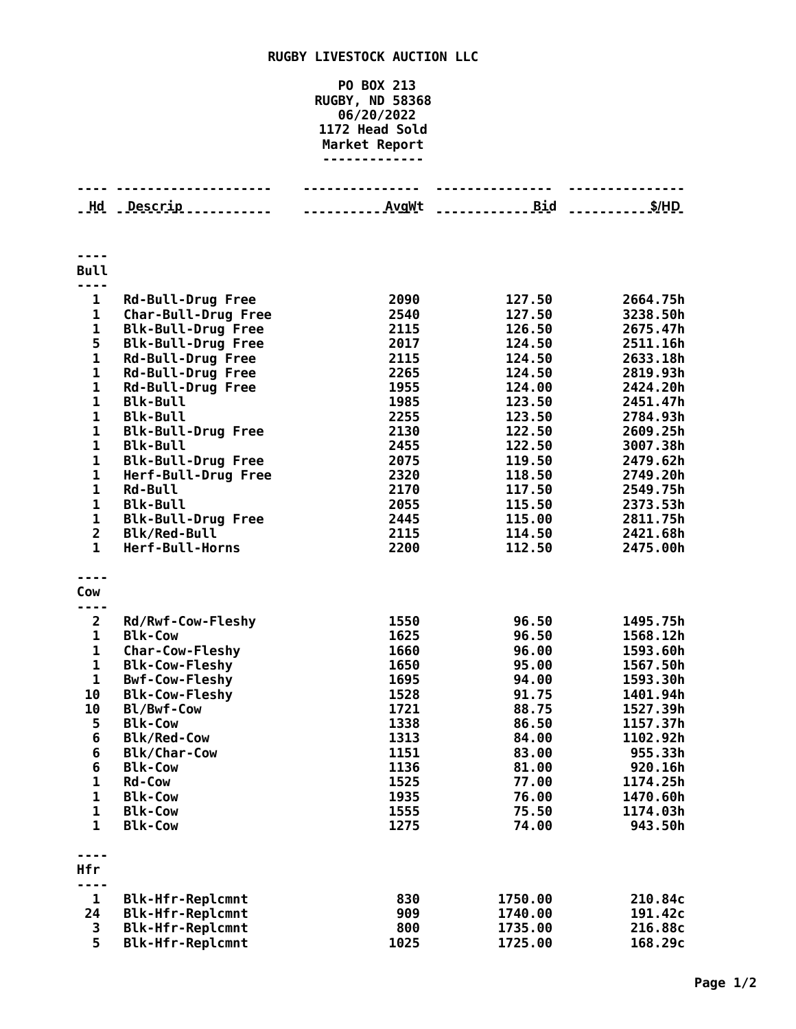# RUGBY LIVESTOCK AUCTION LLC

PO BOX 213
RUGBY, ND 58368
06/20/2022
1172 Head Sold
Market Report

| Hd | Descrip | AvgWt | Bid | $/HD |
|---|---|---|---|---|
| **Bull** | | | | |
| 1 | Rd-Bull-Drug Free | 2090 | 127.50 | 2664.75h |
| 1 | Char-Bull-Drug Free | 2540 | 127.50 | 3238.50h |
| 1 | Blk-Bull-Drug Free | 2115 | 126.50 | 2675.47h |
| 5 | Blk-Bull-Drug Free | 2017 | 124.50 | 2511.16h |
| 1 | Rd-Bull-Drug Free | 2115 | 124.50 | 2633.18h |
| 1 | Rd-Bull-Drug Free | 2265 | 124.50 | 2819.93h |
| 1 | Rd-Bull-Drug Free | 1955 | 124.00 | 2424.20h |
| 1 | Blk-Bull | 1985 | 123.50 | 2451.47h |
| 1 | Blk-Bull | 2255 | 123.50 | 2784.93h |
| 1 | Blk-Bull-Drug Free | 2130 | 122.50 | 2609.25h |
| 1 | Blk-Bull | 2455 | 122.50 | 3007.38h |
| 1 | Blk-Bull-Drug Free | 2075 | 119.50 | 2479.62h |
| 1 | Herf-Bull-Drug Free | 2320 | 118.50 | 2749.20h |
| 1 | Rd-Bull | 2170 | 117.50 | 2549.75h |
| 1 | Blk-Bull | 2055 | 115.50 | 2373.53h |
| 1 | Blk-Bull-Drug Free | 2445 | 115.00 | 2811.75h |
| 2 | Blk/Red-Bull | 2115 | 114.50 | 2421.68h |
| 1 | Herf-Bull-Horns | 2200 | 112.50 | 2475.00h |
| **Cow** | | | | |
| 2 | Rd/Rwf-Cow-Fleshy | 1550 | 96.50 | 1495.75h |
| 1 | Blk-Cow | 1625 | 96.50 | 1568.12h |
| 1 | Char-Cow-Fleshy | 1660 | 96.00 | 1593.60h |
| 1 | Blk-Cow-Fleshy | 1650 | 95.00 | 1567.50h |
| 1 | Bwf-Cow-Fleshy | 1695 | 94.00 | 1593.30h |
| 10 | Blk-Cow-Fleshy | 1528 | 91.75 | 1401.94h |
| 10 | Bl/Bwf-Cow | 1721 | 88.75 | 1527.39h |
| 5 | Blk-Cow | 1338 | 86.50 | 1157.37h |
| 6 | Blk/Red-Cow | 1313 | 84.00 | 1102.92h |
| 6 | Blk/Char-Cow | 1151 | 83.00 | 955.33h |
| 6 | Blk-Cow | 1136 | 81.00 | 920.16h |
| 1 | Rd-Cow | 1525 | 77.00 | 1174.25h |
| 1 | Blk-Cow | 1935 | 76.00 | 1470.60h |
| 1 | Blk-Cow | 1555 | 75.50 | 1174.03h |
| 1 | Blk-Cow | 1275 | 74.00 | 943.50h |
| **Hfr** | | | | |
| 1 | Blk-Hfr-Replcmnt | 830 | 1750.00 | 210.84c |
| 24 | Blk-Hfr-Replcmnt | 909 | 1740.00 | 191.42c |
| 3 | Blk-Hfr-Replcmnt | 800 | 1735.00 | 216.88c |
| 5 | Blk-Hfr-Replcmnt | 1025 | 1725.00 | 168.29c |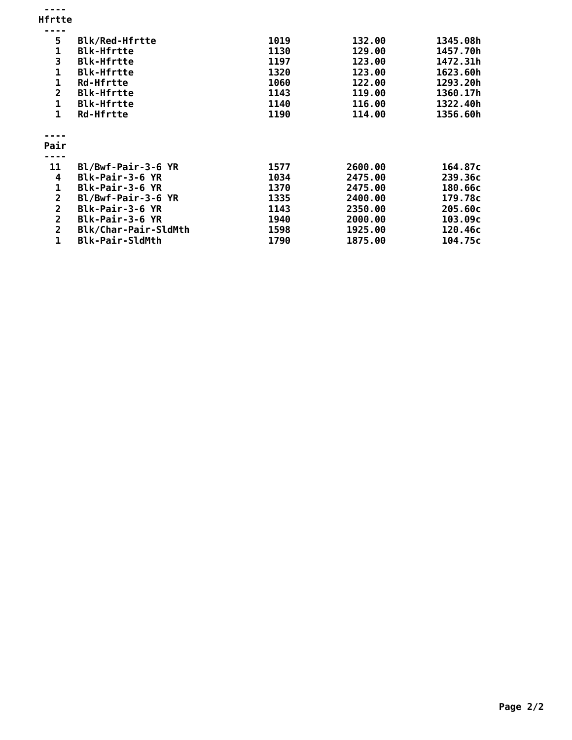## Hfrtte

| | | | | |
|---|---|---|---|---|
| 5 | Blk/Red-Hfrtte | 1019 | 132.00 | 1345.08h |
| 1 | Blk-Hfrtte | 1130 | 129.00 | 1457.70h |
| 3 | Blk-Hfrtte | 1197 | 123.00 | 1472.31h |
| 1 | Blk-Hfrtte | 1320 | 123.00 | 1623.60h |
| 1 | Rd-Hfrtte | 1060 | 122.00 | 1293.20h |
| 2 | Blk-Hfrtte | 1143 | 119.00 | 1360.17h |
| 1 | Blk-Hfrtte | 1140 | 116.00 | 1322.40h |
| 1 | Rd-Hfrtte | 1190 | 114.00 | 1356.60h |

## Pair

| | | | | |
|---|---|---|---|---|
| 11 | Bl/Bwf-Pair-3-6 YR | 1577 | 2600.00 | 164.87c |
| 4 | Blk-Pair-3-6 YR | 1034 | 2475.00 | 239.36c |
| 1 | Blk-Pair-3-6 YR | 1370 | 2475.00 | 180.66c |
| 2 | Bl/Bwf-Pair-3-6 YR | 1335 | 2400.00 | 179.78c |
| 2 | Blk-Pair-3-6 YR | 1143 | 2350.00 | 205.60c |
| 2 | Blk-Pair-3-6 YR | 1940 | 2000.00 | 103.09c |
| 2 | Blk/Char-Pair-SldMth | 1598 | 1925.00 | 120.46c |
| 1 | Blk-Pair-SldMth | 1790 | 1875.00 | 104.75c |